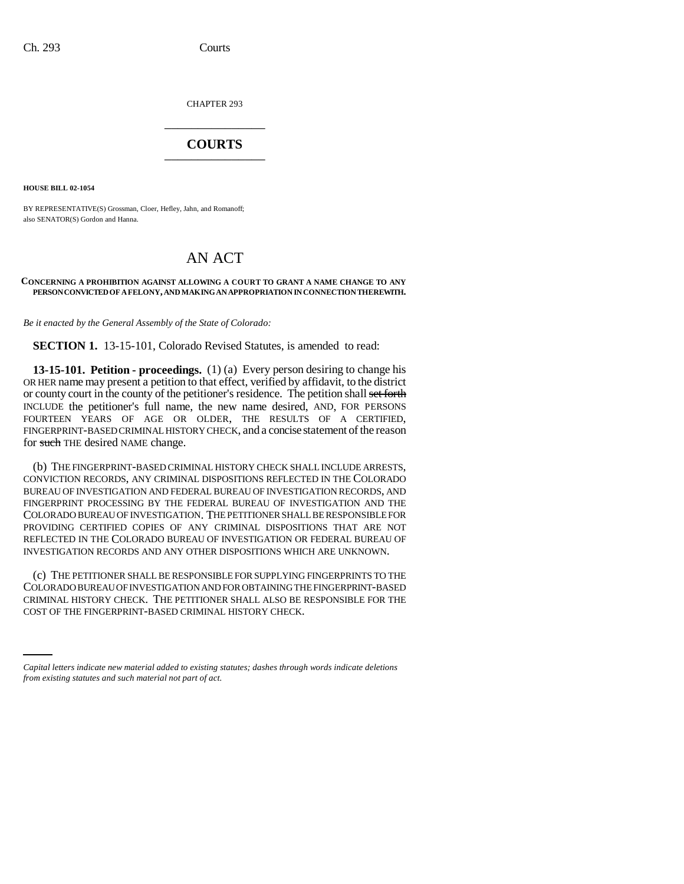CHAPTER 293

# COURTS

**HOUSE BILL 02-1054**

BY REPRESENTATIVE(S) Grossman, Cloer, Hefley, Jahn, and Romanoff;
also SENATOR(S) Gordon and Hanna.

# AN ACT

**CONCERNING A PROHIBITION AGAINST ALLOWING A COURT TO GRANT A NAME CHANGE TO ANY PERSON CONVICTED OF A FELONY, AND MAKING AN APPROPRIATION IN CONNECTION THEREWITH.**

*Be it enacted by the General Assembly of the State of Colorado:*

**SECTION 1.** 13-15-101, Colorado Revised Statutes, is amended to read:

**13-15-101. Petition - proceedings.** (1) (a) Every person desiring to change his OR HER name may present a petition to that effect, verified by affidavit, to the district or county court in the county of the petitioner's residence. The petition shall ~~set forth~~ INCLUDE the petitioner's full name, the new name desired, AND, FOR PERSONS FOURTEEN YEARS OF AGE OR OLDER, THE RESULTS OF A CERTIFIED, FINGERPRINT-BASED CRIMINAL HISTORY CHECK, and a concise statement of the reason for ~~such~~ THE desired NAME change.

(b) THE FINGERPRINT-BASED CRIMINAL HISTORY CHECK SHALL INCLUDE ARRESTS, CONVICTION RECORDS, ANY CRIMINAL DISPOSITIONS REFLECTED IN THE COLORADO BUREAU OF INVESTIGATION AND FEDERAL BUREAU OF INVESTIGATION RECORDS, AND FINGERPRINT PROCESSING BY THE FEDERAL BUREAU OF INVESTIGATION AND THE COLORADO BUREAU OF INVESTIGATION. THE PETITIONER SHALL BE RESPONSIBLE FOR PROVIDING CERTIFIED COPIES OF ANY CRIMINAL DISPOSITIONS THAT ARE NOT REFLECTED IN THE COLORADO BUREAU OF INVESTIGATION OR FEDERAL BUREAU OF INVESTIGATION RECORDS AND ANY OTHER DISPOSITIONS WHICH ARE UNKNOWN.

(c) THE PETITIONER SHALL BE RESPONSIBLE FOR SUPPLYING FINGERPRINTS TO THE COLORADO BUREAU OF INVESTIGATION AND FOR OBTAINING THE FINGERPRINT-BASED CRIMINAL HISTORY CHECK. THE PETITIONER SHALL ALSO BE RESPONSIBLE FOR THE COST OF THE FINGERPRINT-BASED CRIMINAL HISTORY CHECK.

---

*Capital letters indicate new material added to existing statutes; dashes through words indicate deletions from existing statutes and such material not part of act.*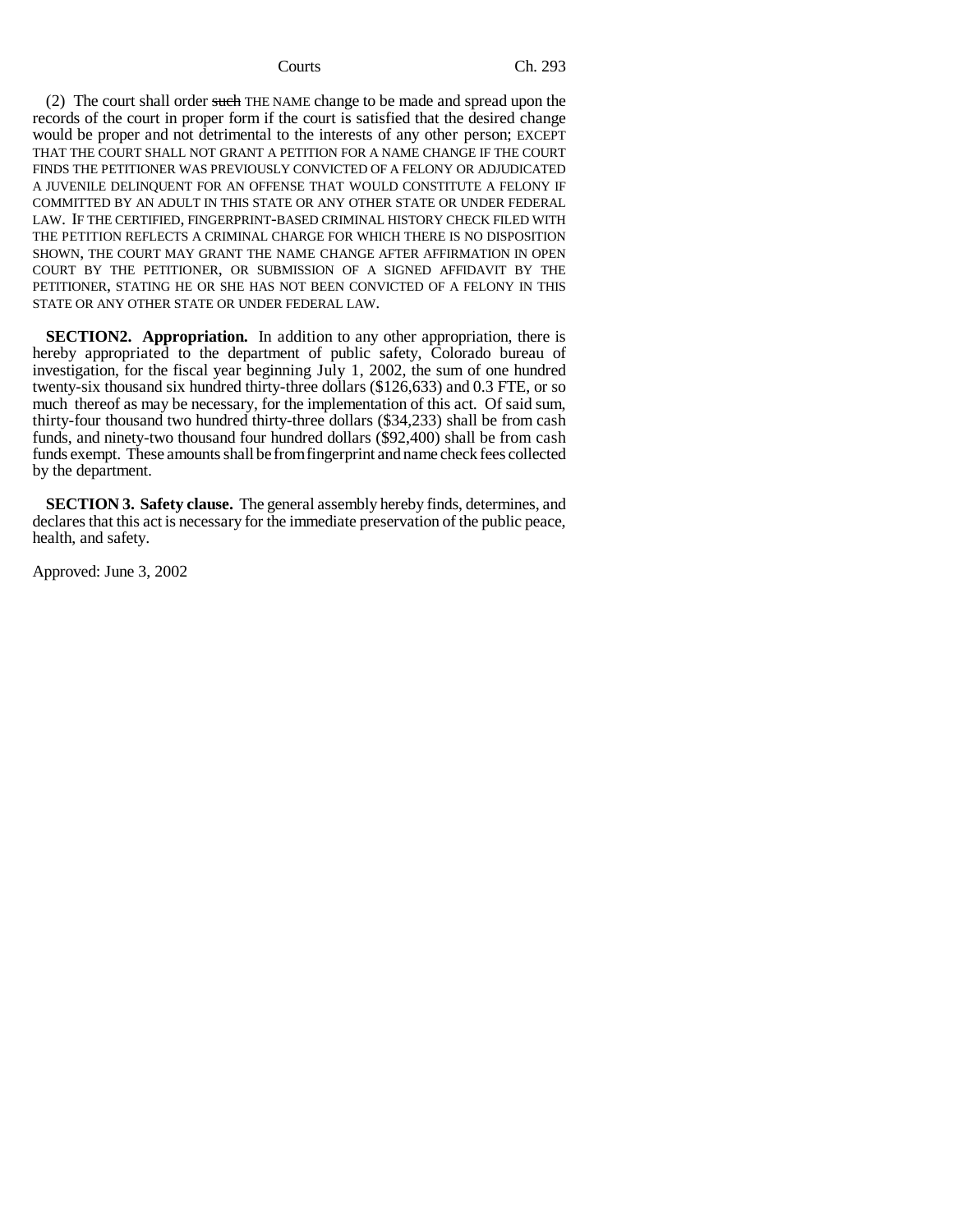(2) The court shall order ~~such~~ THE NAME change to be made and spread upon the records of the court in proper form if the court is satisfied that the desired change would be proper and not detrimental to the interests of any other person; EXCEPT THAT THE COURT SHALL NOT GRANT A PETITION FOR A NAME CHANGE IF THE COURT FINDS THE PETITIONER WAS PREVIOUSLY CONVICTED OF A FELONY OR ADJUDICATED A JUVENILE DELINQUENT FOR AN OFFENSE THAT WOULD CONSTITUTE A FELONY IF COMMITTED BY AN ADULT IN THIS STATE OR ANY OTHER STATE OR UNDER FEDERAL LAW. IF THE CERTIFIED, FINGERPRINT-BASED CRIMINAL HISTORY CHECK FILED WITH THE PETITION REFLECTS A CRIMINAL CHARGE FOR WHICH THERE IS NO DISPOSITION SHOWN, THE COURT MAY GRANT THE NAME CHANGE AFTER AFFIRMATION IN OPEN COURT BY THE PETITIONER, OR SUBMISSION OF A SIGNED AFFIDAVIT BY THE PETITIONER, STATING HE OR SHE HAS NOT BEEN CONVICTED OF A FELONY IN THIS STATE OR ANY OTHER STATE OR UNDER FEDERAL LAW.

**SECTION2. Appropriation.** In addition to any other appropriation, there is hereby appropriated to the department of public safety, Colorado bureau of investigation, for the fiscal year beginning July 1, 2002, the sum of one hundred twenty-six thousand six hundred thirty-three dollars ($126,633) and 0.3 FTE, or so much thereof as may be necessary, for the implementation of this act. Of said sum, thirty-four thousand two hundred thirty-three dollars ($34,233) shall be from cash funds, and ninety-two thousand four hundred dollars ($92,400) shall be from cash funds exempt. These amounts shall be from fingerprint and name check fees collected by the department.

**SECTION 3. Safety clause.** The general assembly hereby finds, determines, and declares that this act is necessary for the immediate preservation of the public peace, health, and safety.

Approved: June 3, 2002